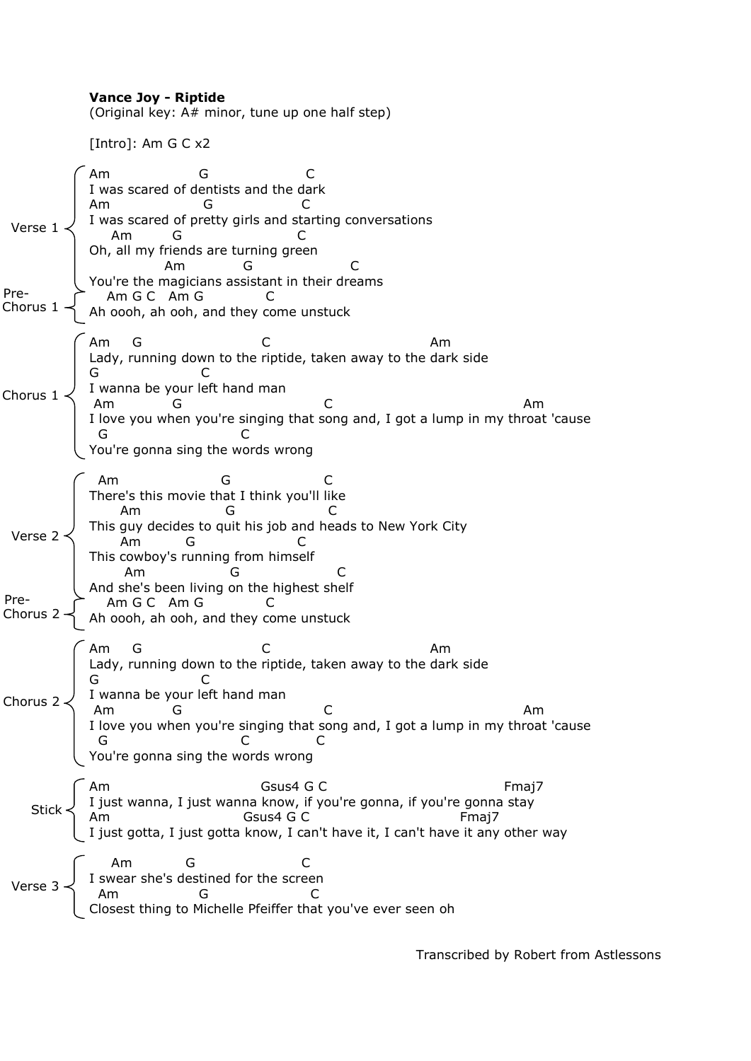**Vance Joy - Riptide**
(Original key: A# minor, tune up one half step)

[Intro]: Am G C x2

Verse 1
```
Am                  G                  C
I was scared of dentists and the dark
Am                   G                 C
I was scared of pretty girls and starting conversations
    Am         G                    C
Oh, all my friends are turning green
               Am            G                    C
You're the magicians assistant in their dreams
```

Pre-Chorus 1
```
    Am G C   Am G             C
Ah oooh, ah ooh, and they come unstuck
```

Chorus 1
```
Am     G                        C                               Am
Lady, running down to the riptide, taken away to the dark side
G                    C
I wanna be your left hand man
 Am            G                          C                                   Am
I love you when you're singing that song and, I got a lump in my throat 'cause
  G                       C
You're gonna sing the words wrong
```

Verse 2
```
  Am                    G                  C
There's this movie that I think you'll like
      Am                 G                  C
This guy decides to quit his job and heads to New York City
      Am         G                  C
This cowboy's running from himself
       Am                G                  C
And she's been living on the highest shelf
```

Pre-Chorus 2
```
    Am G C   Am G             C
Ah oooh, ah ooh, and they come unstuck
```

Chorus 2
```
Am     G                        C                               Am
Lady, running down to the riptide, taken away to the dark side
G                    C
I wanna be your left hand man
 Am            G                          C                                   Am
I love you when you're singing that song and, I got a lump in my throat 'cause
  G                       C              C
You're gonna sing the words wrong
```

Stick
```
Am                              Gsus4 G C                               Fmaj7
I just wanna, I just wanna know, if you're gonna, if you're gonna stay
Am                          Gsus4 G C                          Fmaj7
I just gotta, I just gotta know, I can't have it, I can't have it any other way
```

Verse 3
```
    Am          G                   C
I swear she's destined for the screen
  Am                 G                  C
Closest thing to Michelle Pfeiffer that you've ever seen oh
```

Transcribed by Robert from Astlessons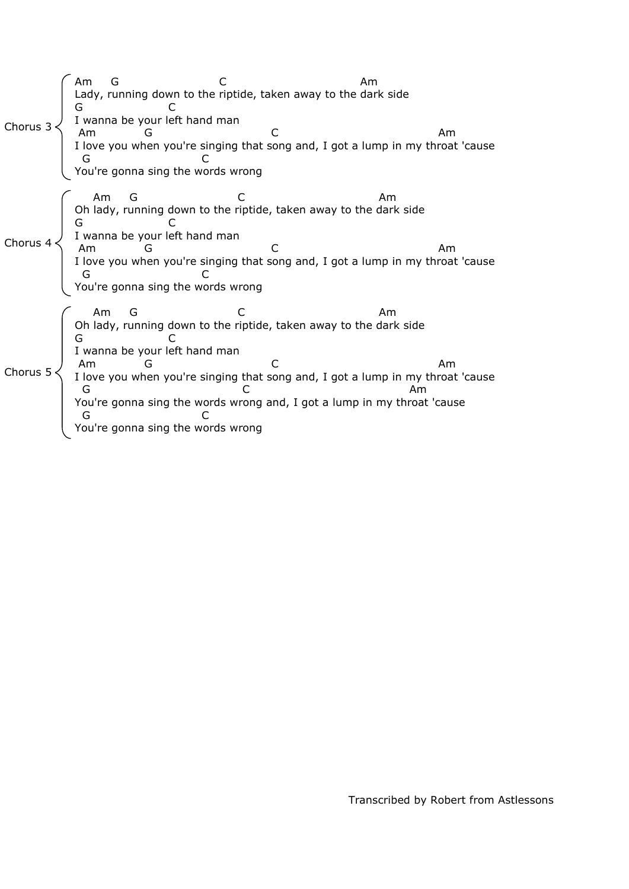Chorus 3

```
Am     G                        C                                 Am
Lady, running down to the riptide, taken away to the dark side
G                 C
I wanna be your left hand man
 Am           G                              C                                      Am
I love you when you're singing that song and, I got a lump in my throat 'cause
  G                          C
You're gonna sing the words wrong
```

Chorus 4

```
     Am     G                        C                                 Am
Oh lady, running down to the riptide, taken away to the dark side
G                 C
I wanna be your left hand man
 Am           G                              C                                      Am
I love you when you're singing that song and, I got a lump in my throat 'cause
  G                          C
You're gonna sing the words wrong
```

Chorus 5

```
     Am     G                        C                                 Am
Oh lady, running down to the riptide, taken away to the dark side
G                 C
I wanna be your left hand man
 Am           G                              C                                      Am
I love you when you're singing that song and, I got a lump in my throat 'cause
  G                                    C                                 Am
You're gonna sing the words wrong and, I got a lump in my throat 'cause
  G                          C
You're gonna sing the words wrong
```

Transcribed by Robert from Astlessons